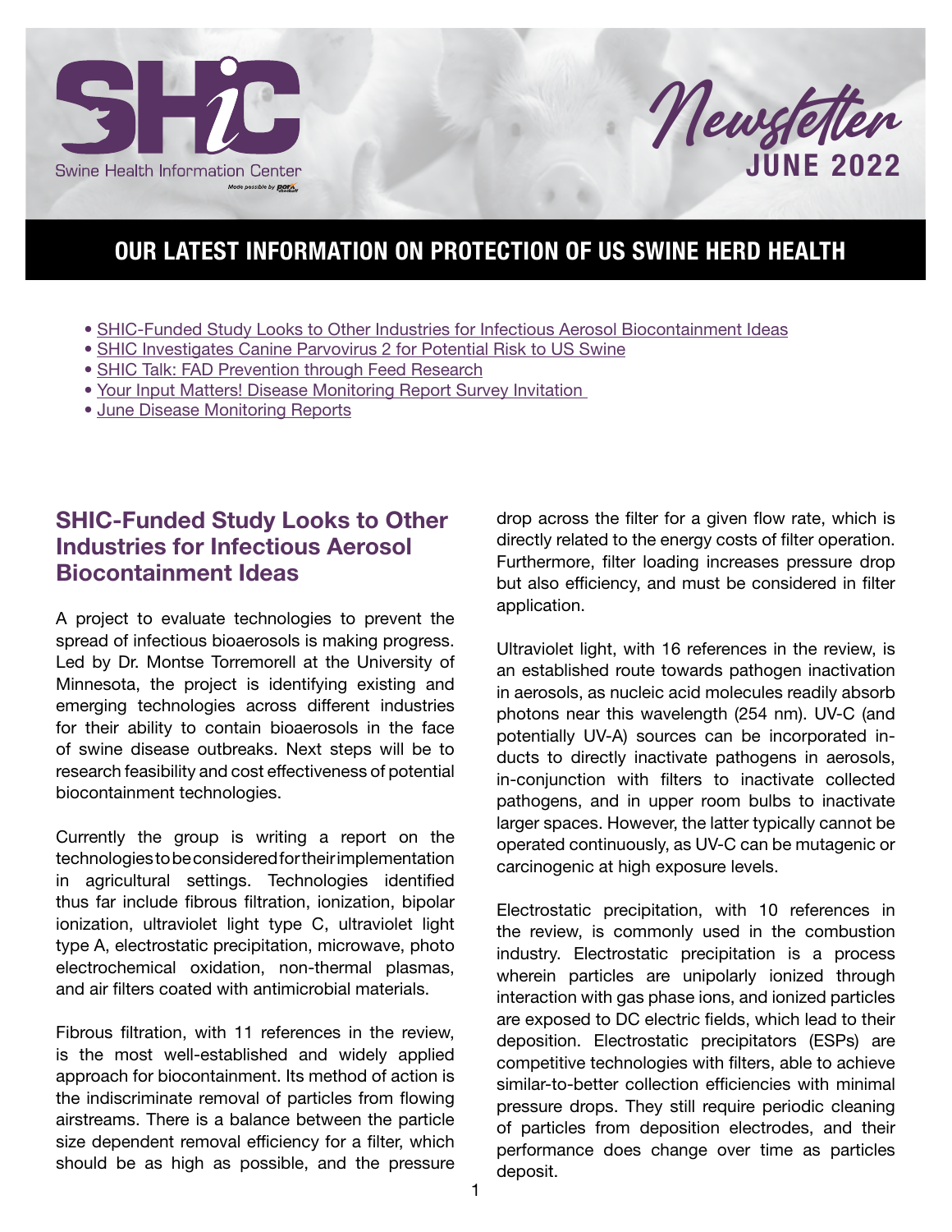# SHIC Swine Health Information Center

## Newsletter JUNE 2022

## OUR LATEST INFORMATION ON PROTECTION OF US SWINE HERD HEALTH

- SHIC-Funded Study Looks to Other Industries for Infectious Aerosol Biocontainment Ideas
- SHIC Investigates Canine Parvovirus 2 for Potential Risk to US Swine
- SHIC Talk: FAD Prevention through Feed Research
- Your Input Matters! Disease Monitoring Report Survey Invitation
- June Disease Monitoring Reports

## SHIC-Funded Study Looks to Other Industries for Infectious Aerosol Biocontainment Ideas

A project to evaluate technologies to prevent the spread of infectious bioaerosols is making progress. Led by Dr. Montse Torremorell at the University of Minnesota, the project is identifying existing and emerging technologies across different industries for their ability to contain bioaerosols in the face of swine disease outbreaks. Next steps will be to research feasibility and cost effectiveness of potential biocontainment technologies.

Currently the group is writing a report on the technologies to be considered for their implementation in agricultural settings. Technologies identified thus far include fibrous filtration, ionization, bipolar ionization, ultraviolet light type C, ultraviolet light type A, electrostatic precipitation, microwave, photo electrochemical oxidation, non-thermal plasmas, and air filters coated with antimicrobial materials.

Fibrous filtration, with 11 references in the review, is the most well-established and widely applied approach for biocontainment. Its method of action is the indiscriminate removal of particles from flowing airstreams. There is a balance between the particle size dependent removal efficiency for a filter, which should be as high as possible, and the pressure drop across the filter for a given flow rate, which is directly related to the energy costs of filter operation. Furthermore, filter loading increases pressure drop but also efficiency, and must be considered in filter application.

Ultraviolet light, with 16 references in the review, is an established route towards pathogen inactivation in aerosols, as nucleic acid molecules readily absorb photons near this wavelength (254 nm). UV-C (and potentially UV-A) sources can be incorporated in-ducts to directly inactivate pathogens in aerosols, in-conjunction with filters to inactivate collected pathogens, and in upper room bulbs to inactivate larger spaces. However, the latter typically cannot be operated continuously, as UV-C can be mutagenic or carcinogenic at high exposure levels.

Electrostatic precipitation, with 10 references in the review, is commonly used in the combustion industry. Electrostatic precipitation is a process wherein particles are unipolarly ionized through interaction with gas phase ions, and ionized particles are exposed to DC electric fields, which lead to their deposition. Electrostatic precipitators (ESPs) are competitive technologies with filters, able to achieve similar-to-better collection efficiencies with minimal pressure drops. They still require periodic cleaning of particles from deposition electrodes, and their performance does change over time as particles deposit.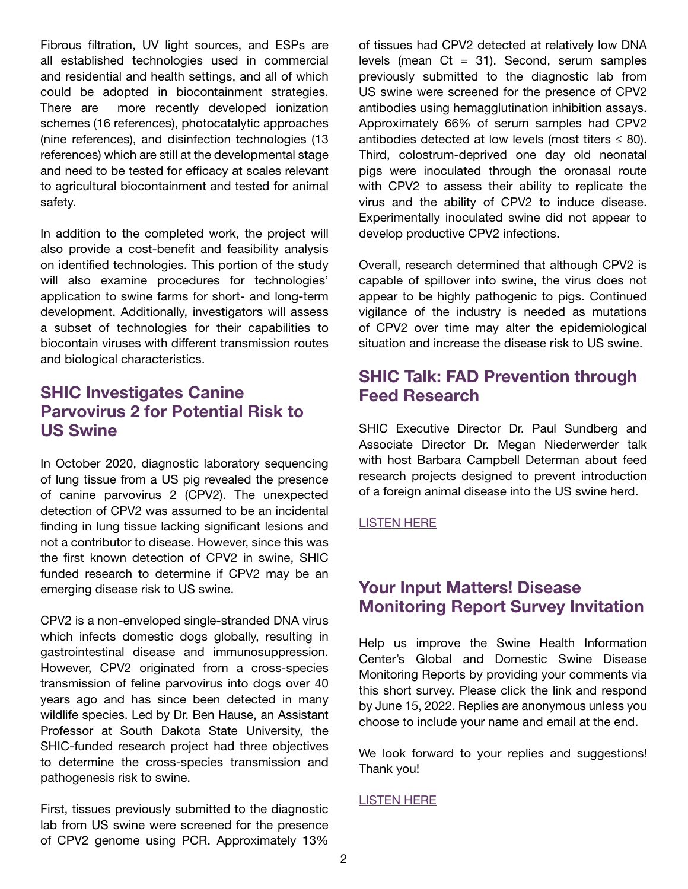Fibrous filtration, UV light sources, and ESPs are all established technologies used in commercial and residential and health settings, and all of which could be adopted in biocontainment strategies. There are more recently developed ionization schemes (16 references), photocatalytic approaches (nine references), and disinfection technologies (13 references) which are still at the developmental stage and need to be tested for efficacy at scales relevant to agricultural biocontainment and tested for animal safety.

In addition to the completed work, the project will also provide a cost-benefit and feasibility analysis on identified technologies. This portion of the study will also examine procedures for technologies' application to swine farms for short- and long-term development. Additionally, investigators will assess a subset of technologies for their capabilities to biocontain viruses with different transmission routes and biological characteristics.

## SHIC Investigates Canine Parvovirus 2 for Potential Risk to US Swine

In October 2020, diagnostic laboratory sequencing of lung tissue from a US pig revealed the presence of canine parvovirus 2 (CPV2). The unexpected detection of CPV2 was assumed to be an incidental finding in lung tissue lacking significant lesions and not a contributor to disease. However, since this was the first known detection of CPV2 in swine, SHIC funded research to determine if CPV2 may be an emerging disease risk to US swine.

CPV2 is a non-enveloped single-stranded DNA virus which infects domestic dogs globally, resulting in gastrointestinal disease and immunosuppression. However, CPV2 originated from a cross-species transmission of feline parvovirus into dogs over 40 years ago and has since been detected in many wildlife species. Led by Dr. Ben Hause, an Assistant Professor at South Dakota State University, the SHIC-funded research project had three objectives to determine the cross-species transmission and pathogenesis risk to swine.

First, tissues previously submitted to the diagnostic lab from US swine were screened for the presence of CPV2 genome using PCR. Approximately 13% of tissues had CPV2 detected at relatively low DNA levels (mean Ct = 31). Second, serum samples previously submitted to the diagnostic lab from US swine were screened for the presence of CPV2 antibodies using hemagglutination inhibition assays. Approximately 66% of serum samples had CPV2 antibodies detected at low levels (most titers $\leq 80$). Third, colostrum-deprived one day old neonatal pigs were inoculated through the oronasal route with CPV2 to assess their ability to replicate the virus and the ability of CPV2 to induce disease. Experimentally inoculated swine did not appear to develop productive CPV2 infections.

Overall, research determined that although CPV2 is capable of spillover into swine, the virus does not appear to be highly pathogenic to pigs. Continued vigilance of the industry is needed as mutations of CPV2 over time may alter the epidemiological situation and increase the disease risk to US swine.

## SHIC Talk: FAD Prevention through Feed Research

SHIC Executive Director Dr. Paul Sundberg and Associate Director Dr. Megan Niederwerder talk with host Barbara Campbell Determan about feed research projects designed to prevent introduction of a foreign animal disease into the US swine herd.

LISTEN HERE

## Your Input Matters! Disease Monitoring Report Survey Invitation

Help us improve the Swine Health Information Center's Global and Domestic Swine Disease Monitoring Reports by providing your comments via this short survey. Please click the link and respond by June 15, 2022. Replies are anonymous unless you choose to include your name and email at the end.

We look forward to your replies and suggestions! Thank you!

LISTEN HERE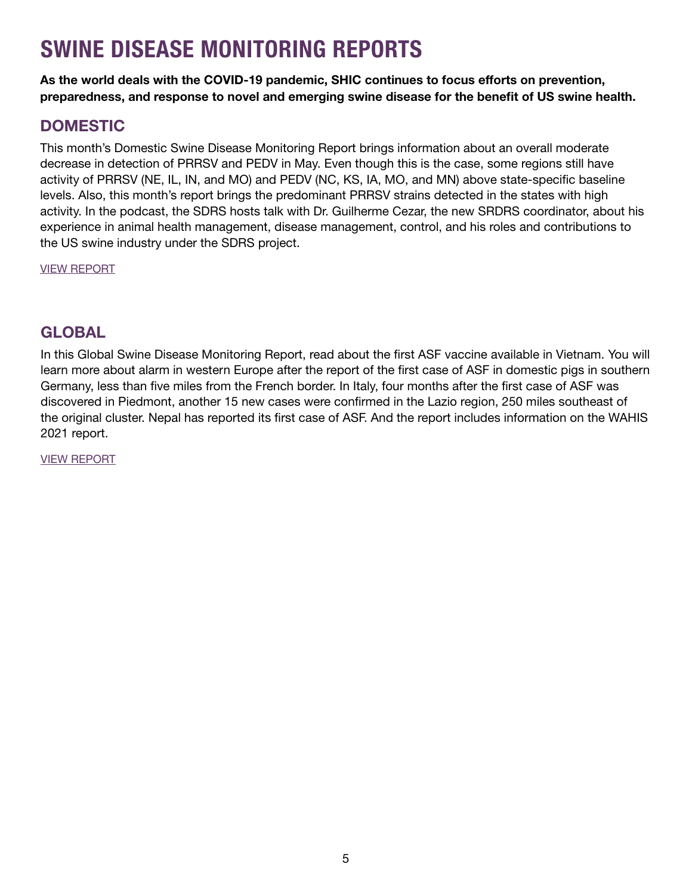# SWINE DISEASE MONITORING REPORTS

**As the world deals with the COVID-19 pandemic, SHIC continues to focus efforts on prevention, preparedness, and response to novel and emerging swine disease for the benefit of US swine health.**

## DOMESTIC

This month's Domestic Swine Disease Monitoring Report brings information about an overall moderate decrease in detection of PRRSV and PEDV in May. Even though this is the case, some regions still have activity of PRRSV (NE, IL, IN, and MO) and PEDV (NC, KS, IA, MO, and MN) above state-specific baseline levels. Also, this month's report brings the predominant PRRSV strains detected in the states with high activity. In the podcast, the SDRS hosts talk with Dr. Guilherme Cezar, the new SRDRS coordinator, about his experience in animal health management, disease management, control, and his roles and contributions to the US swine industry under the SDRS project.

VIEW REPORT

## GLOBAL

In this Global Swine Disease Monitoring Report, read about the first ASF vaccine available in Vietnam. You will learn more about alarm in western Europe after the report of the first case of ASF in domestic pigs in southern Germany, less than five miles from the French border. In Italy, four months after the first case of ASF was discovered in Piedmont, another 15 new cases were confirmed in the Lazio region, 250 miles southeast of the original cluster. Nepal has reported its first case of ASF. And the report includes information on the WAHIS 2021 report.

VIEW REPORT